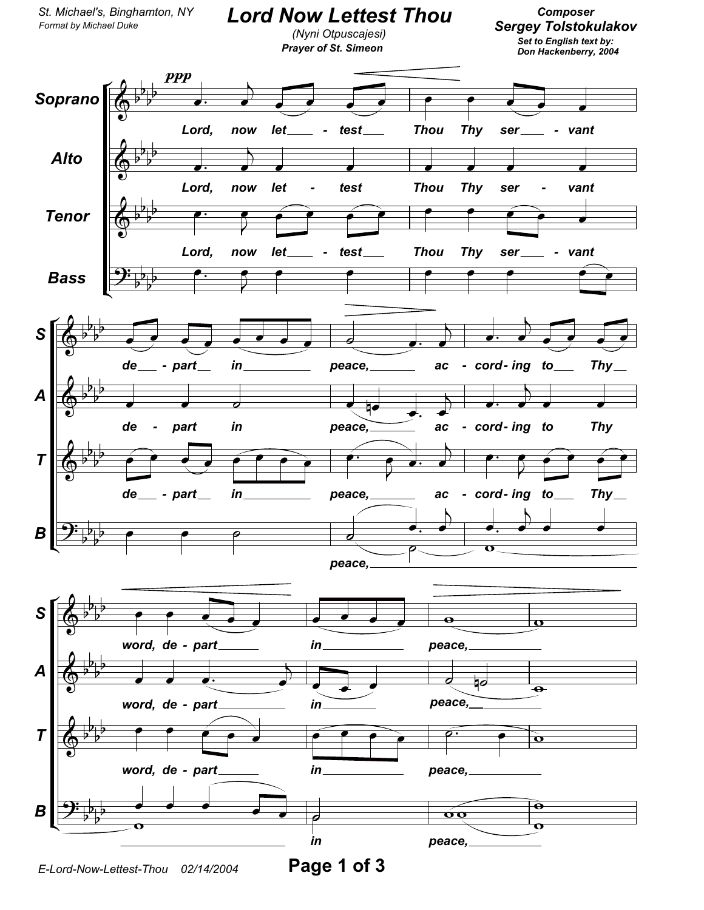St. Michael's, Binghamton, NY
Format by Michael Duke

# Lord Now Lettest Thou

*(Nyni Otpuscajesi)*

**Prayer of St. Simeon**

**Composer**
**Sergey Tolstokulakov**

*Set to English text by:*
*Don Hackenberry, 2004*

Soprano, Alto, Tenor, Bass

*ppp*

Lord, now let - test Thou Thy ser - vant de - part in peace, ac - cord - ing to Thy word, de - part in peace,

E-Lord-Now-Lettest-Thou 02/14/2004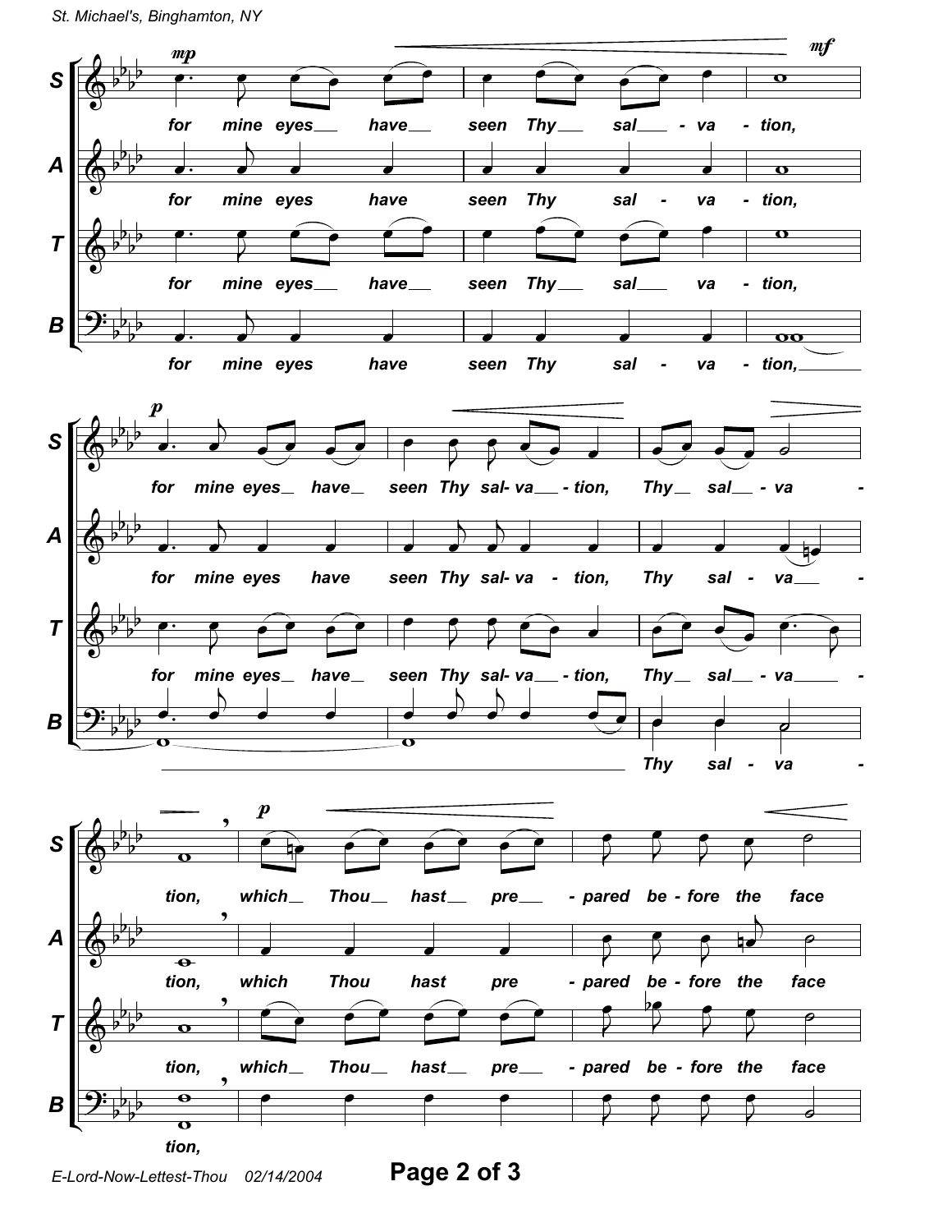**S:** for mine eyes have seen Thy sal - va - tion,

**A:** for mine eyes have seen Thy sal - va - tion,

**T:** for mine eyes have seen Thy sal va - tion,

**B:** for mine eyes have seen Thy sal - va - tion,

**S:** for mine eyes have seen Thy sal- va - tion, Thy sal - va -

**A:** for mine eyes have seen Thy sal- va - tion, Thy sal - va -

**T:** for mine eyes have seen Thy sal- va - tion, Thy sal - va -

**B:** Thy sal - va -

**S:** tion, which Thou hast pre - pared be - fore the face

**A:** tion, which Thou hast pre - pared be - fore the face

**T:** tion, which Thou hast pre - pared be - fore the face

**B:** tion,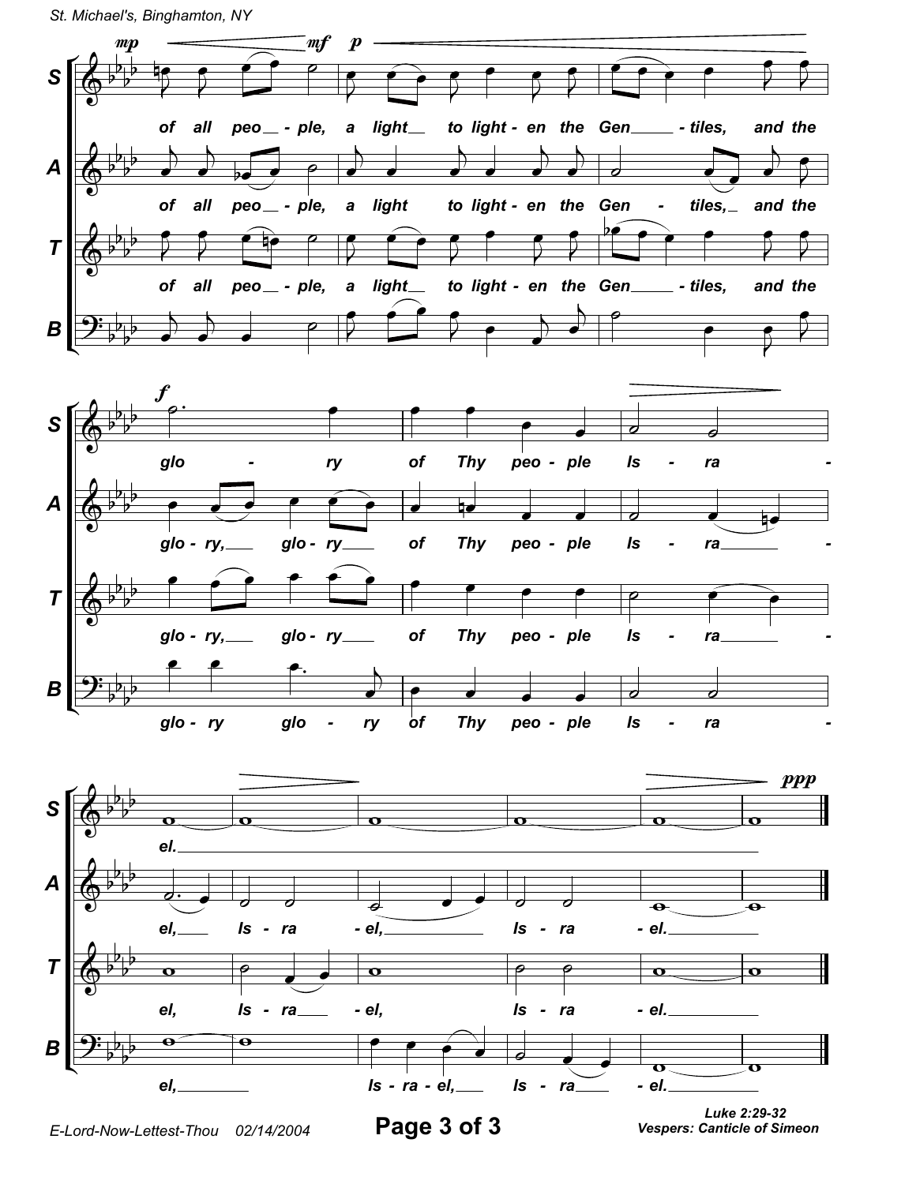S: of all peo - ple, a light to light - en the Gen - tiles, and the glo - ry of Thy peo - ple Is - ra - el.

A: of all peo - ple, a light to light - en the Gen - tiles, and the glo - ry, glo - ry of Thy peo - ple Is - ra - el, Is - ra - el, Is - ra - el.

T: of all peo - ple, a light to light - en the Gen - tiles, and the glo - ry, glo - ry of Thy peo - ple Is - ra - el, Is - ra - el, Is - ra - el.

B: glo - ry glo - ry of Thy peo - ple Is - ra - el, Is - ra - el, Is - ra - el.

Luke 2:29-32
Vespers: Canticle of Simeon